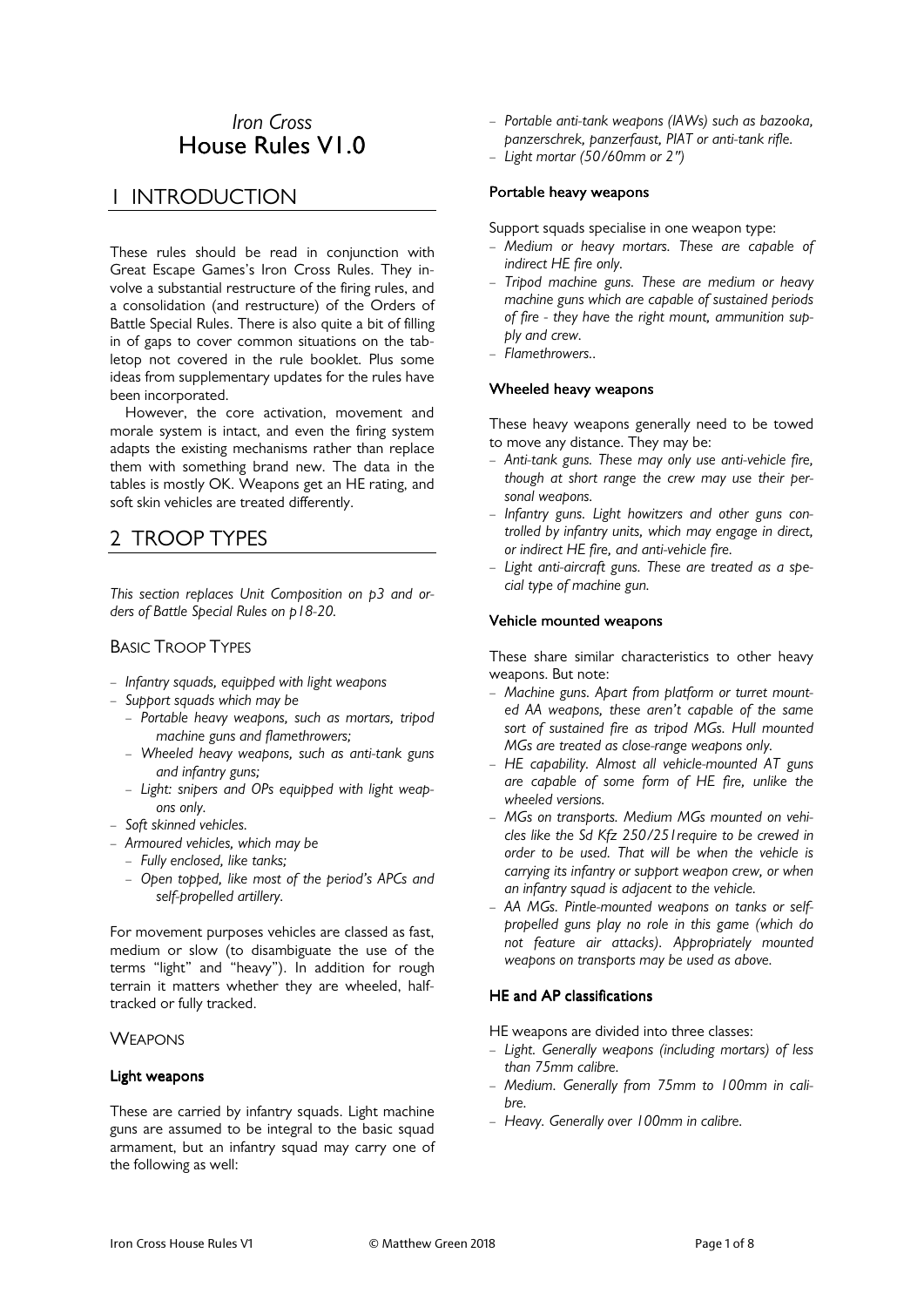# *Iron Cross*
# House Rules V1.0

## 1 INTRODUCTION

These rules should be read in conjunction with Great Escape Games's Iron Cross Rules. They involve a substantial restructure of the firing rules, and a consolidation (and restructure) of the Orders of Battle Special Rules. There is also quite a bit of filling in of gaps to cover common situations on the tabletop not covered in the rule booklet. Plus some ideas from supplementary updates for the rules have been incorporated.

However, the core activation, movement and morale system is intact, and even the firing system adapts the existing mechanisms rather than replace them with something brand new. The data in the tables is mostly OK. Weapons get an HE rating, and soft skin vehicles are treated differently.

## 2 TROOP TYPES

*This section replaces Unit Composition on p3 and orders of Battle Special Rules on p18-20.*

### BASIC TROOP TYPES

- *Infantry squads, equipped with light weapons*
- *Support squads which may be*
  - *Portable heavy weapons, such as mortars, tripod machine guns and flamethrowers;*
  - *Wheeled heavy weapons, such as anti-tank guns and infantry guns;*
  - *Light: snipers and OPs equipped with light weapons only.*
- *Soft skinned vehicles.*
- *Armoured vehicles, which may be*
  - *Fully enclosed, like tanks;*
  - *Open topped, like most of the period's APCs and self-propelled artillery.*

For movement purposes vehicles are classed as fast, medium or slow (to disambiguate the use of the terms "light" and "heavy"). In addition for rough terrain it matters whether they are wheeled, half-tracked or fully tracked.

### WEAPONS

#### Light weapons

These are carried by infantry squads. Light machine guns are assumed to be integral to the basic squad armament, but an infantry squad may carry one of the following as well:

- *Portable anti-tank weapons (IAWs) such as bazooka, panzerschrek, panzerfaust, PIAT or anti-tank rifle.*
- *Light mortar (50/60mm or 2")*

#### Portable heavy weapons

Support squads specialise in one weapon type:

- *Medium or heavy mortars. These are capable of indirect HE fire only.*
- *Tripod machine guns. These are medium or heavy machine guns which are capable of sustained periods of fire - they have the right mount, ammunition supply and crew.*
- *Flamethrowers..*

#### Wheeled heavy weapons

These heavy weapons generally need to be towed to move any distance. They may be:

- *Anti-tank guns. These may only use anti-vehicle fire, though at short range the crew may use their personal weapons.*
- *Infantry guns. Light howitzers and other guns controlled by infantry units, which may engage in direct, or indirect HE fire, and anti-vehicle fire.*
- *Light anti-aircraft guns. These are treated as a special type of machine gun.*

#### Vehicle mounted weapons

These share similar characteristics to other heavy weapons. But note:

- *Machine guns. Apart from platform or turret mounted AA weapons, these aren't capable of the same sort of sustained fire as tripod MGs. Hull mounted MGs are treated as close-range weapons only.*
- *HE capability. Almost all vehicle-mounted AT guns are capable of some form of HE fire, unlike the wheeled versions.*
- *MGs on transports. Medium MGs mounted on vehicles like the Sd Kfz 250/251require to be crewed in order to be used. That will be when the vehicle is carrying its infantry or support weapon crew, or when an infantry squad is adjacent to the vehicle.*
- *AA MGs. Pintle-mounted weapons on tanks or self-propelled guns play no role in this game (which do not feature air attacks). Appropriately mounted weapons on transports may be used as above.*

#### HE and AP classifications

HE weapons are divided into three classes:

- *Light. Generally weapons (including mortars) of less than 75mm calibre.*
- *Medium. Generally from 75mm to 100mm in calibre.*
- *Heavy. Generally over 100mm in calibre.*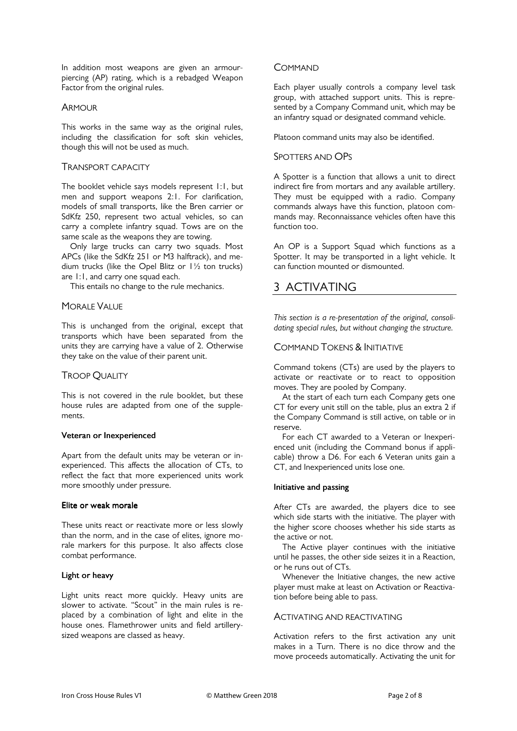In addition most weapons are given an armour-piercing (AP) rating, which is a rebadged Weapon Factor from the original rules.

### Armour

This works in the same way as the original rules, including the classification for soft skin vehicles, though this will not be used as much.

### Transport capacity

The booklet vehicle says models represent 1:1, but men and support weapons 2:1. For clarification, models of small transports, like the Bren carrier or SdKfz 250, represent two actual vehicles, so can carry a complete infantry squad. Tows are on the same scale as the weapons they are towing.

Only large trucks can carry two squads. Most APCs (like the SdKfz 251 or M3 halftrack), and medium trucks (like the Opel Blitz or 1½ ton trucks) are 1:1, and carry one squad each.

This entails no change to the rule mechanics.

### Morale Value

This is unchanged from the original, except that transports which have been separated from the units they are carrying have a value of 2. Otherwise they take on the value of their parent unit.

### Troop Quality

This is not covered in the rule booklet, but these house rules are adapted from one of the supplements.

#### Veteran or Inexperienced

Apart from the default units may be veteran or inexperienced. This affects the allocation of CTs, to reflect the fact that more experienced units work more smoothly under pressure.

#### Elite or weak morale

These units react or reactivate more or less slowly than the norm, and in the case of elites, ignore morale markers for this purpose. It also affects close combat performance.

#### Light or heavy

Light units react more quickly. Heavy units are slower to activate. "Scout" in the main rules is replaced by a combination of light and elite in the house ones. Flamethrower units and field artillery-sized weapons are classed as heavy.

### Command

Each player usually controls a company level task group, with attached support units. This is represented by a Company Command unit, which may be an infantry squad or designated command vehicle.

Platoon command units may also be identified.

### Spotters and OPs

A Spotter is a function that allows a unit to direct indirect fire from mortars and any available artillery. They must be equipped with a radio. Company commands always have this function, platoon commands may. Reconnaissance vehicles often have this function too.

An OP is a Support Squad which functions as a Spotter. It may be transported in a light vehicle. It can function mounted or dismounted.

## 3 ACTIVATING

*This section is a re-presentation of the original, consolidating special rules, but without changing the structure.*

### Command Tokens & Initiative

Command tokens (CTs) are used by the players to activate or reactivate or to react to opposition moves. They are pooled by Company.

At the start of each turn each Company gets one CT for every unit still on the table, plus an extra 2 if the Company Command is still active, on table or in reserve.

For each CT awarded to a Veteran or Inexperienced unit (including the Command bonus if applicable) throw a D6. For each 6 Veteran units gain a CT, and Inexperienced units lose one.

#### Initiative and passing

After CTs are awarded, the players dice to see which side starts with the initiative. The player with the higher score chooses whether his side starts as the active or not.

The Active player continues with the initiative until he passes, the other side seizes it in a Reaction, or he runs out of CTs.

Whenever the Initiative changes, the new active player must make at least on Activation or Reactivation before being able to pass.

### Activating and reactivating

Activation refers to the first activation any unit makes in a Turn. There is no dice throw and the move proceeds automatically. Activating the unit for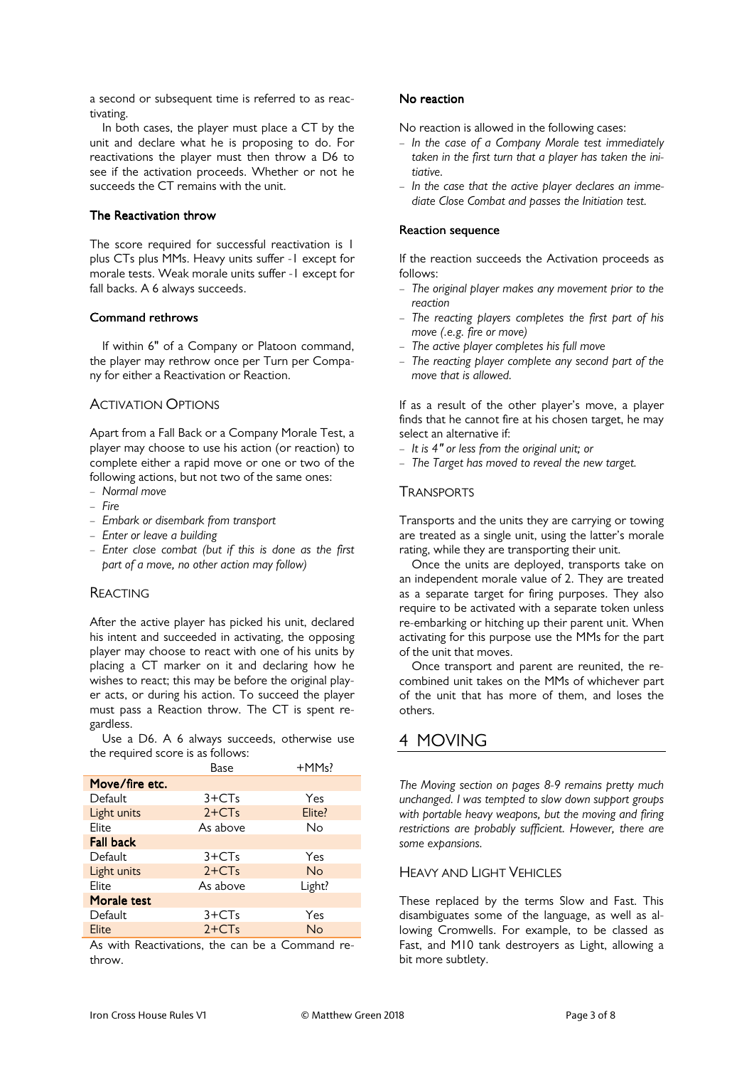a second or subsequent time is referred to as reactivating.

In both cases, the player must place a CT by the unit and declare what he is proposing to do. For reactivations the player must then throw a D6 to see if the activation proceeds. Whether or not he succeeds the CT remains with the unit.

### The Reactivation throw

The score required for successful reactivation is 1 plus CTs plus MMs. Heavy units suffer -1 except for morale tests. Weak morale units suffer -1 except for fall backs. A 6 always succeeds.

### Command rethrows

If within 6" of a Company or Platoon command, the player may rethrow once per Turn per Company for either a Reactivation or Reaction.

## Activation Options

Apart from a Fall Back or a Company Morale Test, a player may choose to use his action (or reaction) to complete either a rapid move or one or two of the following actions, but not two of the same ones:

- *Normal move*
- *Fire*
- *Embark or disembark from transport*
- *Enter or leave a building*
- *Enter close combat (but if this is done as the first part of a move, no other action may follow)*

## Reacting

After the active player has picked his unit, declared his intent and succeeded in activating, the opposing player may choose to react with one of his units by placing a CT marker on it and declaring how he wishes to react; this may be before the original player acts, or during his action. To succeed the player must pass a Reaction throw. The CT is spent regardless.

Use a D6. A 6 always succeeds, otherwise use the required score is as follows:

| | Base | +MMs? |
|---|---|---|
| **Move/fire etc.** | | |
| Default | 3+CTs | Yes |
| Light units | 2+CTs | Elite? |
| Elite | As above | No |
| **Fall back** | | |
| Default | 3+CTs | Yes |
| Light units | 2+CTs | No |
| Elite | As above | Light? |
| **Morale test** | | |
| Default | 3+CTs | Yes |
| Elite | 2+CTs | No |

As with Reactivations, the can be a Command rethrow.

### No reaction

No reaction is allowed in the following cases:

- *In the case of a Company Morale test immediately taken in the first turn that a player has taken the initiative.*
- *In the case that the active player declares an immediate Close Combat and passes the Initiation test.*

### Reaction sequence

If the reaction succeeds the Activation proceeds as follows:

- *The original player makes any movement prior to the reaction*
- *The reacting players completes the first part of his move (.e.g. fire or move)*
- *The active player completes his full move*
- *The reacting player complete any second part of the move that is allowed.*

If as a result of the other player's move, a player finds that he cannot fire at his chosen target, he may select an alternative if:

- *It is 4" or less from the original unit; or*
- *The Target has moved to reveal the new target.*

## Transports

Transports and the units they are carrying or towing are treated as a single unit, using the latter's morale rating, while they are transporting their unit.

Once the units are deployed, transports take on an independent morale value of 2. They are treated as a separate target for firing purposes. They also require to be activated with a separate token unless re-embarking or hitching up their parent unit. When activating for this purpose use the MMs for the part of the unit that moves.

Once transport and parent are reunited, the recombined unit takes on the MMs of whichever part of the unit that has more of them, and loses the others.

# 4 Moving

*The Moving section on pages 8-9 remains pretty much unchanged. I was tempted to slow down support groups with portable heavy weapons, but the moving and firing restrictions are probably sufficient. However, there are some expansions.*

## Heavy and Light Vehicles

These replaced by the terms Slow and Fast. This disambiguates some of the language, as well as allowing Cromwells. For example, to be classed as Fast, and M10 tank destroyers as Light, allowing a bit more subtlety.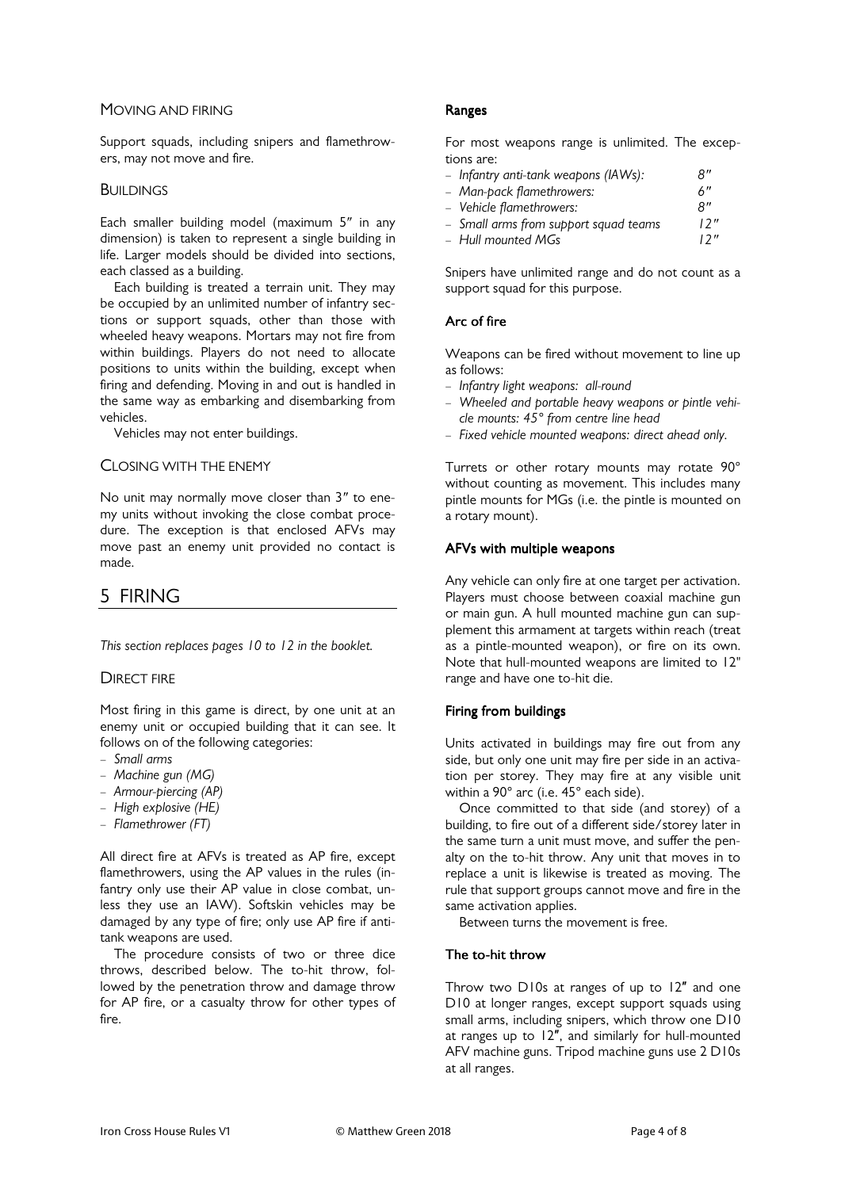### Moving and firing

Support squads, including snipers and flamethrowers, may not move and fire.

### Buildings

Each smaller building model (maximum 5″ in any dimension) is taken to represent a single building in life. Larger models should be divided into sections, each classed as a building.

Each building is treated a terrain unit. They may be occupied by an unlimited number of infantry sections or support squads, other than those with wheeled heavy weapons. Mortars may not fire from within buildings. Players do not need to allocate positions to units within the building, except when firing and defending. Moving in and out is handled in the same way as embarking and disembarking from vehicles.

Vehicles may not enter buildings.

### Closing with the enemy

No unit may normally move closer than 3″ to enemy units without invoking the close combat procedure. The exception is that enclosed AFVs may move past an enemy unit provided no contact is made.

## 5 FIRING

*This section replaces pages 10 to 12 in the booklet.*

### Direct fire

Most firing in this game is direct, by one unit at an enemy unit or occupied building that it can see. It follows on of the following categories:

- *Small arms*
- *Machine gun (MG)*
- *Armour-piercing (AP)*
- *High explosive (HE)*
- *Flamethrower (FT)*

All direct fire at AFVs is treated as AP fire, except flamethrowers, using the AP values in the rules (infantry only use their AP value in close combat, unless they use an IAW). Softskin vehicles may be damaged by any type of fire; only use AP fire if anti-tank weapons are used.

The procedure consists of two or three dice throws, described below. The to-hit throw, followed by the penetration throw and damage throw for AP fire, or a casualty throw for other types of fire.

#### Ranges

For most weapons range is unlimited. The exceptions are:

- *Infantry anti-tank weapons (IAWs):* 8″
- *Man-pack flamethrowers:* 6″
- *Vehicle flamethrowers:* 8″
- *Small arms from support squad teams* 12″
- *Hull mounted MGs* 12″

Snipers have unlimited range and do not count as a support squad for this purpose.

#### Arc of fire

Weapons can be fired without movement to line up as follows:

- *Infantry light weapons: all-round*
- *Wheeled and portable heavy weapons or pintle vehicle mounts: 45° from centre line head*
- *Fixed vehicle mounted weapons: direct ahead only.*

Turrets or other rotary mounts may rotate 90° without counting as movement. This includes many pintle mounts for MGs (i.e. the pintle is mounted on a rotary mount).

#### AFVs with multiple weapons

Any vehicle can only fire at one target per activation. Players must choose between coaxial machine gun or main gun. A hull mounted machine gun can supplement this armament at targets within reach (treat as a pintle-mounted weapon), or fire on its own. Note that hull-mounted weapons are limited to 12" range and have one to-hit die.

#### Firing from buildings

Units activated in buildings may fire out from any side, but only one unit may fire per side in an activation per storey. They may fire at any visible unit within a 90° arc (i.e. 45° each side).

Once committed to that side (and storey) of a building, to fire out of a different side/storey later in the same turn a unit must move, and suffer the penalty on the to-hit throw. Any unit that moves in to replace a unit is likewise is treated as moving. The rule that support groups cannot move and fire in the same activation applies.

Between turns the movement is free.

#### The to-hit throw

Throw two D10s at ranges of up to 12″ and one D10 at longer ranges, except support squads using small arms, including snipers, which throw one D10 at ranges up to 12″, and similarly for hull-mounted AFV machine guns. Tripod machine guns use 2 D10s at all ranges.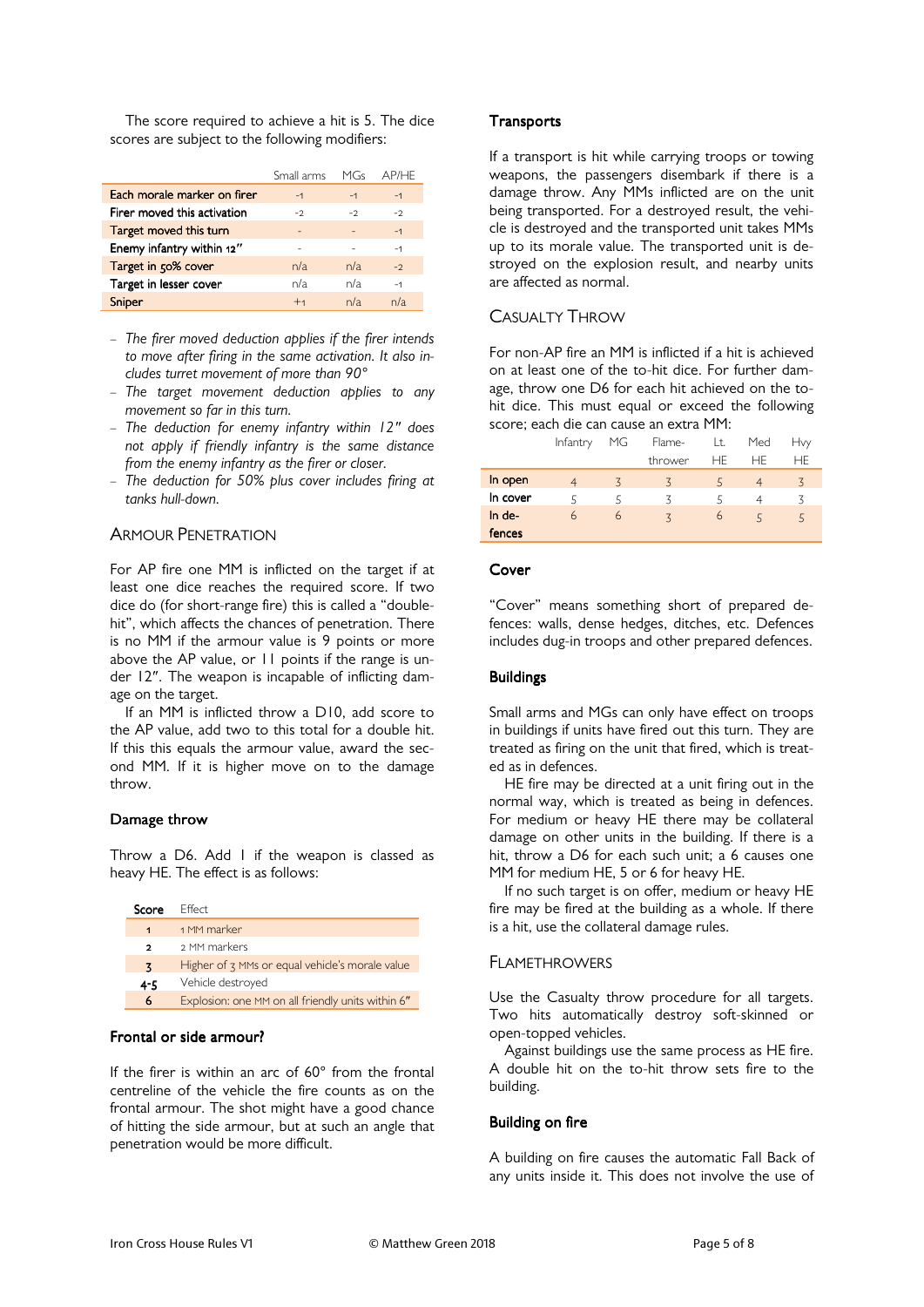The score required to achieve a hit is 5. The dice scores are subject to the following modifiers:

| | Small arms | MGs | AP/HE |
|---|---|---|---|
| Each morale marker on firer | -1 | -1 | -1 |
| Firer moved this activation | -2 | -2 | -2 |
| Target moved this turn | - | - | -1 |
| Enemy infantry within 12" | - | - | -1 |
| Target in 50% cover | n/a | n/a | -2 |
| Target in lesser cover | n/a | n/a | -1 |
| Sniper | +1 | n/a | n/a |

- *The firer moved deduction applies if the firer intends to move after firing in the same activation. It also includes turret movement of more than 90°*
- *The target movement deduction applies to any movement so far in this turn.*
- *The deduction for enemy infantry within 12" does not apply if friendly infantry is the same distance from the enemy infantry as the firer or closer.*
- *The deduction for 50% plus cover includes firing at tanks hull-down.*

## Armour Penetration

For AP fire one MM is inflicted on the target if at least one dice reaches the required score. If two dice do (for short-range fire) this is called a "double-hit", which affects the chances of penetration. There is no MM if the armour value is 9 points or more above the AP value, or 11 points if the range is under 12". The weapon is incapable of inflicting damage on the target.

If an MM is inflicted throw a D10, add score to the AP value, add two to this total for a double hit. If this this equals the armour value, award the second MM. If it is higher move on to the damage throw.

### Damage throw

Throw a D6. Add 1 if the weapon is classed as heavy HE. The effect is as follows:

| Score | Effect |
|---|---|
| 1 | 1 MM marker |
| 2 | 2 MM markers |
| 3 | Higher of 3 MMs or equal vehicle's morale value |
| 4-5 | Vehicle destroyed |
| 6 | Explosion: one MM on all friendly units within 6" |

### Frontal or side armour?

If the firer is within an arc of 60° from the frontal centreline of the vehicle the fire counts as on the frontal armour. The shot might have a good chance of hitting the side armour, but at such an angle that penetration would be more difficult.

### Transports

If a transport is hit while carrying troops or towing weapons, the passengers disembark if there is a damage throw. Any MMs inflicted are on the unit being transported. For a destroyed result, the vehicle is destroyed and the transported unit takes MMs up to its morale value. The transported unit is destroyed on the explosion result, and nearby units are affected as normal.

## Casualty Throw

For non-AP fire an MM is inflicted if a hit is achieved on at least one of the to-hit dice. For further damage, throw one D6 for each hit achieved on the to-hit dice. This must equal or exceed the following score; each die can cause an extra MM:

| | Infantry | MG | Flame-thrower | Lt. HE | Med HE | Hvy HE |
|---|---|---|---|---|---|---|
| In open | 4 | 3 | 3 | 5 | 4 | 3 |
| In cover | 5 | 5 | 3 | 5 | 4 | 3 |
| In defences | 6 | 6 | 3 | 6 | 5 | 5 |

### Cover

"Cover" means something short of prepared defences: walls, dense hedges, ditches, etc. Defences includes dug-in troops and other prepared defences.

### Buildings

Small arms and MGs can only have effect on troops in buildings if units have fired out this turn. They are treated as firing on the unit that fired, which is treated as in defences.

HE fire may be directed at a unit firing out in the normal way, which is treated as being in defences. For medium or heavy HE there may be collateral damage on other units in the building. If there is a hit, throw a D6 for each such unit; a 6 causes one MM for medium HE, 5 or 6 for heavy HE.

If no such target is on offer, medium or heavy HE fire may be fired at the building as a whole. If there is a hit, use the collateral damage rules.

## Flamethrowers

Use the Casualty throw procedure for all targets. Two hits automatically destroy soft-skinned or open-topped vehicles.

Against buildings use the same process as HE fire. A double hit on the to-hit throw sets fire to the building.

### Building on fire

A building on fire causes the automatic Fall Back of any units inside it. This does not involve the use of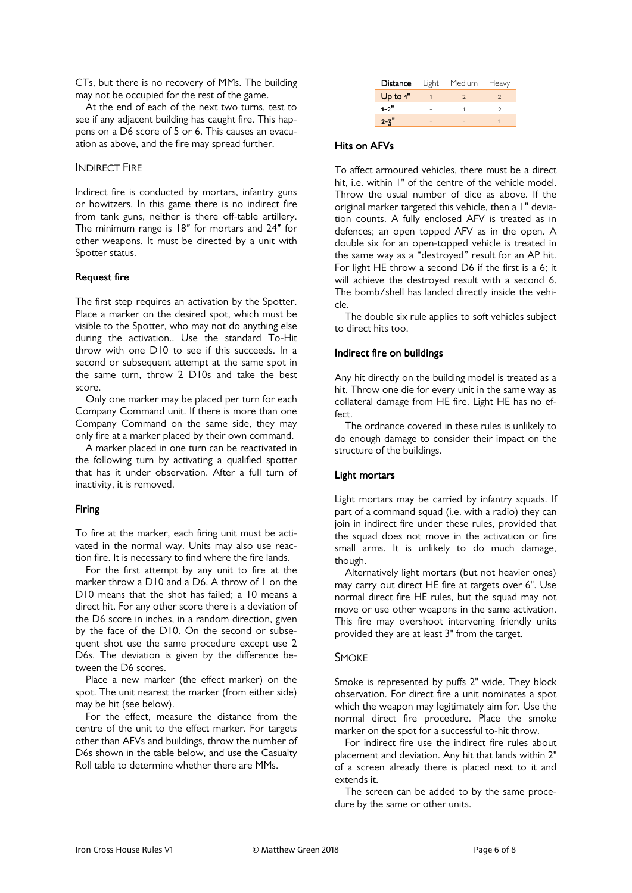CTs, but there is no recovery of MMs. The building may not be occupied for the rest of the game.

At the end of each of the next two turns, test to see if any adjacent building has caught fire. This happens on a D6 score of 5 or 6. This causes an evacuation as above, and the fire may spread further.

## Indirect Fire

Indirect fire is conducted by mortars, infantry guns or howitzers. In this game there is no indirect fire from tank guns, neither is there off-table artillery. The minimum range is 18″ for mortars and 24″ for other weapons. It must be directed by a unit with Spotter status.

### Request fire

The first step requires an activation by the Spotter. Place a marker on the desired spot, which must be visible to the Spotter, who may not do anything else during the activation.. Use the standard To-Hit throw with one D10 to see if this succeeds. In a second or subsequent attempt at the same spot in the same turn, throw 2 D10s and take the best score.

Only one marker may be placed per turn for each Company Command unit. If there is more than one Company Command on the same side, they may only fire at a marker placed by their own command.

A marker placed in one turn can be reactivated in the following turn by activating a qualified spotter that has it under observation. After a full turn of inactivity, it is removed.

### Firing

To fire at the marker, each firing unit must be activated in the normal way. Units may also use reaction fire. It is necessary to find where the fire lands.

For the first attempt by any unit to fire at the marker throw a D10 and a D6. A throw of 1 on the D10 means that the shot has failed; a 10 means a direct hit. For any other score there is a deviation of the D6 score in inches, in a random direction, given by the face of the D10. On the second or subsequent shot use the same procedure except use 2 D6s. The deviation is given by the difference between the D6 scores.

Place a new marker (the effect marker) on the spot. The unit nearest the marker (from either side) may be hit (see below).

For the effect, measure the distance from the centre of the unit to the effect marker. For targets other than AFVs and buildings, throw the number of D6s shown in the table below, and use the Casualty Roll table to determine whether there are MMs.

| Distance | Light | Medium | Heavy |
|---|---|---|---|
| Up to 1" | 1 | 2 | 2 |
| 1-2" | - | 1 | 2 |
| 2-3" | - | - | 1 |

### Hits on AFVs

To affect armoured vehicles, there must be a direct hit, i.e. within 1" of the centre of the vehicle model. Throw the usual number of dice as above. If the original marker targeted this vehicle, then a 1" deviation counts. A fully enclosed AFV is treated as in defences; an open topped AFV as in the open. A double six for an open-topped vehicle is treated in the same way as a "destroyed" result for an AP hit. For light HE throw a second D6 if the first is a 6; it will achieve the destroyed result with a second 6. The bomb/shell has landed directly inside the vehicle.

The double six rule applies to soft vehicles subject to direct hits too.

### Indirect fire on buildings

Any hit directly on the building model is treated as a hit. Throw one die for every unit in the same way as collateral damage from HE fire. Light HE has no effect.

The ordnance covered in these rules is unlikely to do enough damage to consider their impact on the structure of the buildings.

### Light mortars

Light mortars may be carried by infantry squads. If part of a command squad (i.e. with a radio) they can join in indirect fire under these rules, provided that the squad does not move in the activation or fire small arms. It is unlikely to do much damage, though.

Alternatively light mortars (but not heavier ones) may carry out direct HE fire at targets over 6". Use normal direct fire HE rules, but the squad may not move or use other weapons in the same activation. This fire may overshoot intervening friendly units provided they are at least 3" from the target.

## Smoke

Smoke is represented by puffs 2" wide. They block observation. For direct fire a unit nominates a spot which the weapon may legitimately aim for. Use the normal direct fire procedure. Place the smoke marker on the spot for a successful to-hit throw.

For indirect fire use the indirect fire rules about placement and deviation. Any hit that lands within 2" of a screen already there is placed next to it and extends it.

The screen can be added to by the same procedure by the same or other units.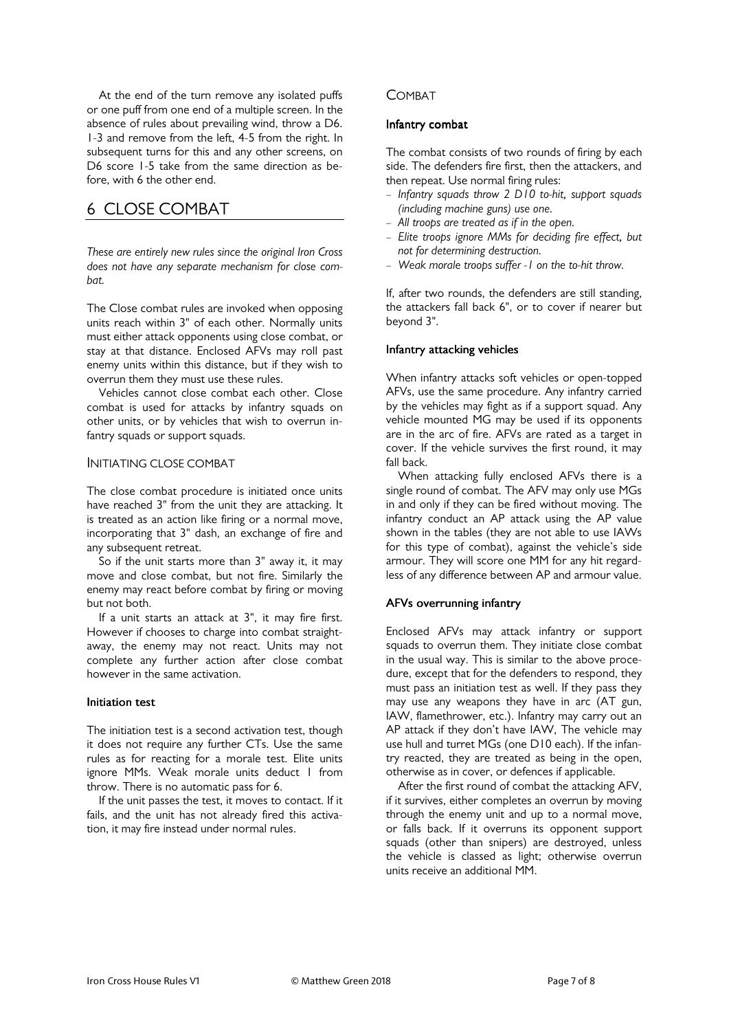At the end of the turn remove any isolated puffs or one puff from one end of a multiple screen. In the absence of rules about prevailing wind, throw a D6. 1-3 and remove from the left, 4-5 from the right. In subsequent turns for this and any other screens, on D6 score 1-5 take from the same direction as before, with 6 the other end.

# 6 CLOSE COMBAT

*These are entirely new rules since the original Iron Cross does not have any separate mechanism for close combat.*

The Close combat rules are invoked when opposing units reach within 3" of each other. Normally units must either attack opponents using close combat, or stay at that distance. Enclosed AFVs may roll past enemy units within this distance, but if they wish to overrun them they must use these rules.

Vehicles cannot close combat each other. Close combat is used for attacks by infantry squads on other units, or by vehicles that wish to overrun infantry squads or support squads.

## Initiating close combat

The close combat procedure is initiated once units have reached 3" from the unit they are attacking. It is treated as an action like firing or a normal move, incorporating that 3" dash, an exchange of fire and any subsequent retreat.

So if the unit starts more than 3" away it, it may move and close combat, but not fire. Similarly the enemy may react before combat by firing or moving but not both.

If a unit starts an attack at 3", it may fire first. However if chooses to charge into combat straightaway, the enemy may not react. Units may not complete any further action after close combat however in the same activation.

### Initiation test

The initiation test is a second activation test, though it does not require any further CTs. Use the same rules as for reacting for a morale test. Elite units ignore MMs. Weak morale units deduct 1 from throw. There is no automatic pass for 6.

If the unit passes the test, it moves to contact. If it fails, and the unit has not already fired this activation, it may fire instead under normal rules.

## Combat

### Infantry combat

The combat consists of two rounds of firing by each side. The defenders fire first, then the attackers, and then repeat. Use normal firing rules:

- *Infantry squads throw 2 D10 to-hit, support squads (including machine guns) use one.*
- *All troops are treated as if in the open.*
- *Elite troops ignore MMs for deciding fire effect, but not for determining destruction.*
- *Weak morale troops suffer -1 on the to-hit throw.*

If, after two rounds, the defenders are still standing, the attackers fall back 6", or to cover if nearer but beyond 3".

### Infantry attacking vehicles

When infantry attacks soft vehicles or open-topped AFVs, use the same procedure. Any infantry carried by the vehicles may fight as if a support squad. Any vehicle mounted MG may be used if its opponents are in the arc of fire. AFVs are rated as a target in cover. If the vehicle survives the first round, it may fall back.

When attacking fully enclosed AFVs there is a single round of combat. The AFV may only use MGs in and only if they can be fired without moving. The infantry conduct an AP attack using the AP value shown in the tables (they are not able to use IAWs for this type of combat), against the vehicle's side armour. They will score one MM for any hit regardless of any difference between AP and armour value.

### AFVs overrunning infantry

Enclosed AFVs may attack infantry or support squads to overrun them. They initiate close combat in the usual way. This is similar to the above procedure, except that for the defenders to respond, they must pass an initiation test as well. If they pass they may use any weapons they have in arc (AT gun, IAW, flamethrower, etc.). Infantry may carry out an AP attack if they don't have IAW, The vehicle may use hull and turret MGs (one D10 each). If the infantry reacted, they are treated as being in the open, otherwise as in cover, or defences if applicable.

After the first round of combat the attacking AFV, if it survives, either completes an overrun by moving through the enemy unit and up to a normal move, or falls back. If it overruns its opponent support squads (other than snipers) are destroyed, unless the vehicle is classed as light; otherwise overrun units receive an additional MM.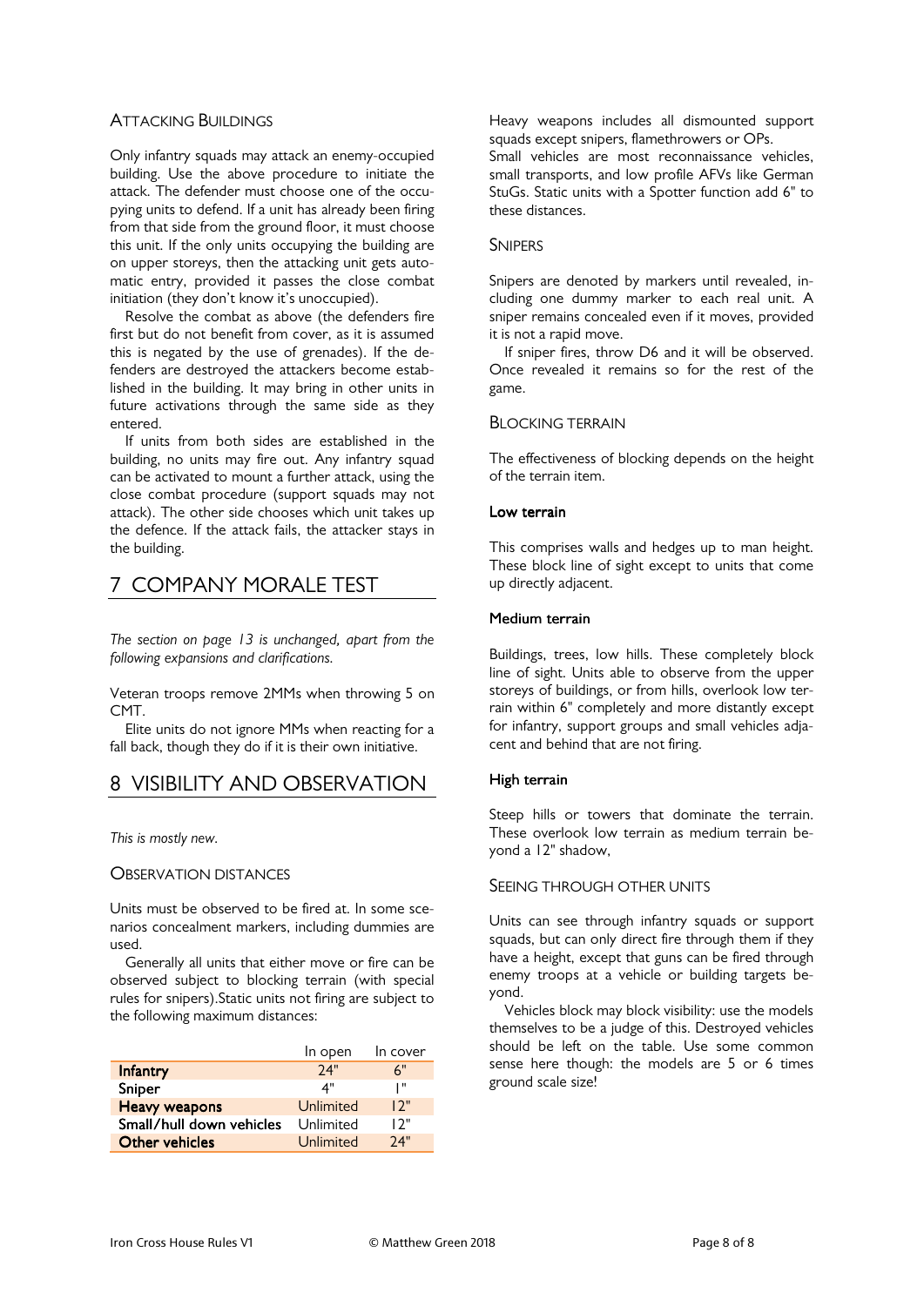### Attacking Buildings

Only infantry squads may attack an enemy-occupied building. Use the above procedure to initiate the attack. The defender must choose one of the occupying units to defend. If a unit has already been firing from that side from the ground floor, it must choose this unit. If the only units occupying the building are on upper storeys, then the attacking unit gets automatic entry, provided it passes the close combat initiation (they don't know it's unoccupied).

Resolve the combat as above (the defenders fire first but do not benefit from cover, as it is assumed this is negated by the use of grenades). If the defenders are destroyed the attackers become established in the building. It may bring in other units in future activations through the same side as they entered.

If units from both sides are established in the building, no units may fire out. Any infantry squad can be activated to mount a further attack, using the close combat procedure (support squads may not attack). The other side chooses which unit takes up the defence. If the attack fails, the attacker stays in the building.

## 7 Company Morale Test

*The section on page 13 is unchanged, apart from the following expansions and clarifications.*

Veteran troops remove 2MMs when throwing 5 on CMT.

Elite units do not ignore MMs when reacting for a fall back, though they do if it is their own initiative.

## 8 Visibility and Observation

*This is mostly new.*

### Observation Distances

Units must be observed to be fired at. In some scenarios concealment markers, including dummies are used.

Generally all units that either move or fire can be observed subject to blocking terrain (with special rules for snipers).Static units not firing are subject to the following maximum distances:

| | In open | In cover |
|---|---|---|
| **Infantry** | 24" | 6" |
| **Sniper** | 4" | 1" |
| **Heavy weapons** | Unlimited | 12" |
| **Small/hull down vehicles** | Unlimited | 12" |
| **Other vehicles** | Unlimited | 24" |

Heavy weapons includes all dismounted support squads except snipers, flamethrowers or OPs.

Small vehicles are most reconnaissance vehicles, small transports, and low profile AFVs like German StuGs. Static units with a Spotter function add 6" to these distances.

### Snipers

Snipers are denoted by markers until revealed, including one dummy marker to each real unit. A sniper remains concealed even if it moves, provided it is not a rapid move.

If sniper fires, throw D6 and it will be observed. Once revealed it remains so for the rest of the game.

### Blocking terrain

The effectiveness of blocking depends on the height of the terrain item.

#### Low terrain

This comprises walls and hedges up to man height. These block line of sight except to units that come up directly adjacent.

#### Medium terrain

Buildings, trees, low hills. These completely block line of sight. Units able to observe from the upper storeys of buildings, or from hills, overlook low terrain within 6" completely and more distantly except for infantry, support groups and small vehicles adjacent and behind that are not firing.

#### High terrain

Steep hills or towers that dominate the terrain. These overlook low terrain as medium terrain beyond a 12" shadow,

### Seeing through other units

Units can see through infantry squads or support squads, but can only direct fire through them if they have a height, except that guns can be fired through enemy troops at a vehicle or building targets beyond.

Vehicles block may block visibility: use the models themselves to be a judge of this. Destroyed vehicles should be left on the table. Use some common sense here though: the models are 5 or 6 times ground scale size!